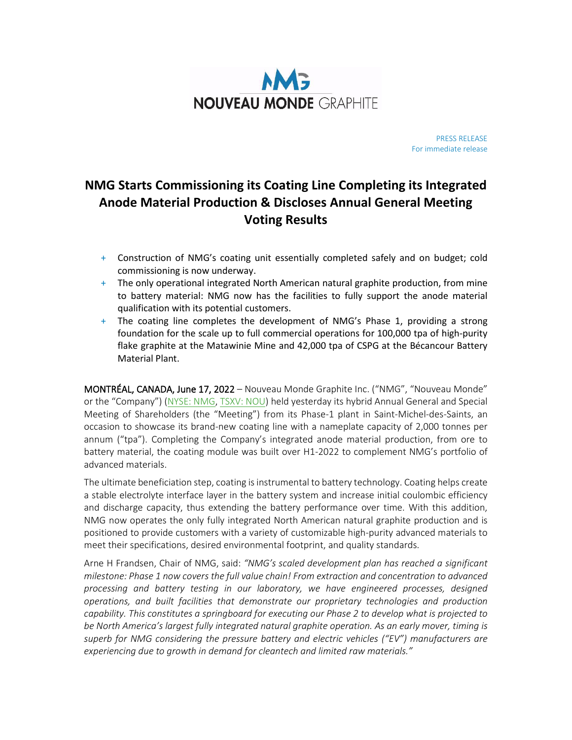NOUVEAU MONDE GRAPHITE

PRESS RELEASE
For immediate release

# NMG Starts Commissioning its Coating Line Completing its Integrated Anode Material Production & Discloses Annual General Meeting Voting Results

- Construction of NMG's coating unit essentially completed safely and on budget; cold commissioning is now underway.
- The only operational integrated North American natural graphite production, from mine to battery material: NMG now has the facilities to fully support the anode material qualification with its potential customers.
- The coating line completes the development of NMG's Phase 1, providing a strong foundation for the scale up to full commercial operations for 100,000 tpa of high-purity flake graphite at the Matawinie Mine and 42,000 tpa of CSPG at the Bécancour Battery Material Plant.

**MONTRÉAL, CANADA, June 17, 2022** – Nouveau Monde Graphite Inc. ("NMG", "Nouveau Monde" or the "Company") (NYSE: NMG, TSXV: NOU) held yesterday its hybrid Annual General and Special Meeting of Shareholders (the "Meeting") from its Phase-1 plant in Saint-Michel-des-Saints, an occasion to showcase its brand-new coating line with a nameplate capacity of 2,000 tonnes per annum ("tpa"). Completing the Company's integrated anode material production, from ore to battery material, the coating module was built over H1-2022 to complement NMG's portfolio of advanced materials.

The ultimate beneficiation step, coating is instrumental to battery technology. Coating helps create a stable electrolyte interface layer in the battery system and increase initial coulombic efficiency and discharge capacity, thus extending the battery performance over time. With this addition, NMG now operates the only fully integrated North American natural graphite production and is positioned to provide customers with a variety of customizable high-purity advanced materials to meet their specifications, desired environmental footprint, and quality standards.

Arne H Frandsen, Chair of NMG, said: *"NMG's scaled development plan has reached a significant milestone: Phase 1 now covers the full value chain! From extraction and concentration to advanced processing and battery testing in our laboratory, we have engineered processes, designed operations, and built facilities that demonstrate our proprietary technologies and production capability. This constitutes a springboard for executing our Phase 2 to develop what is projected to be North America's largest fully integrated natural graphite operation. As an early mover, timing is superb for NMG considering the pressure battery and electric vehicles ("EV") manufacturers are experiencing due to growth in demand for cleantech and limited raw materials."*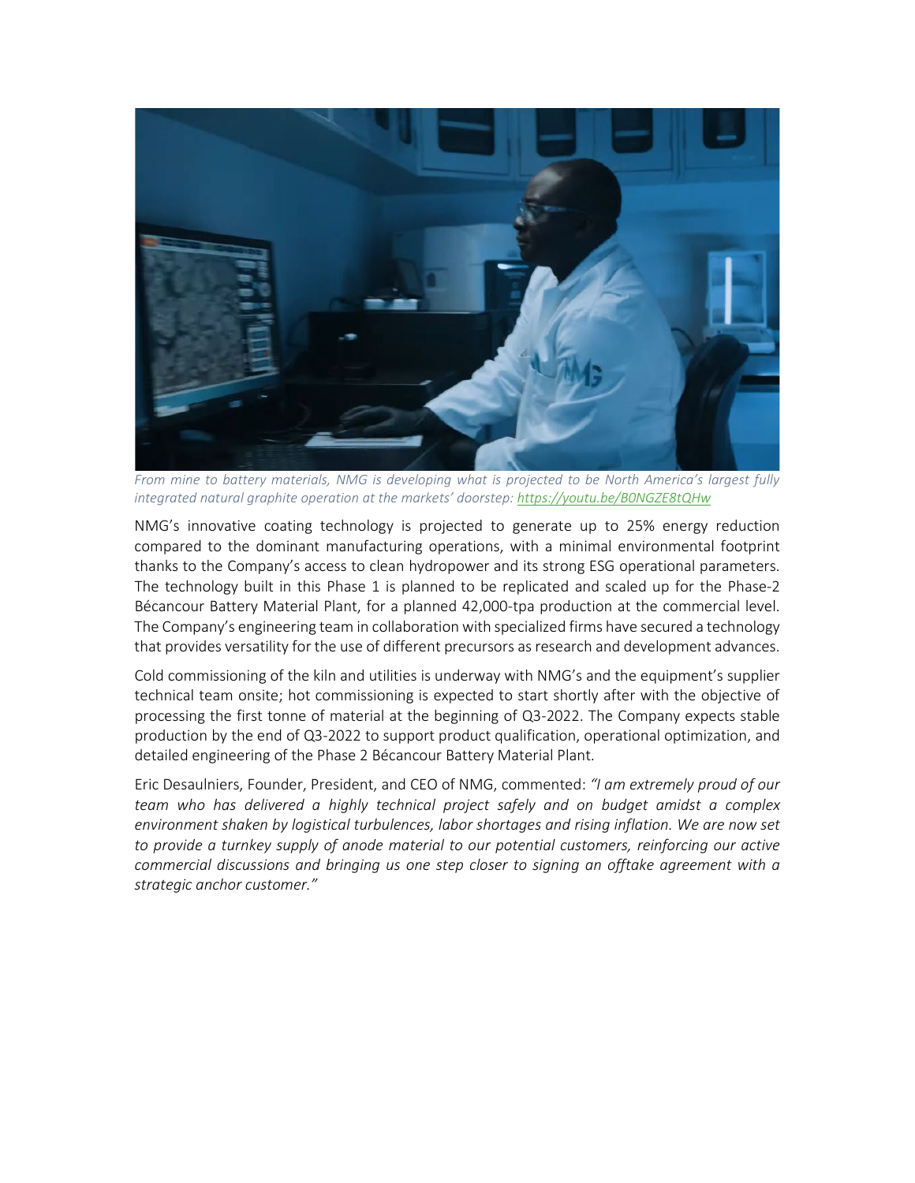*From mine to battery materials, NMG is developing what is projected to be North America's largest fully integrated natural graphite operation at the markets' doorstep: https://youtu.be/B0NGZE8tQHw*

NMG's innovative coating technology is projected to generate up to 25% energy reduction compared to the dominant manufacturing operations, with a minimal environmental footprint thanks to the Company's access to clean hydropower and its strong ESG operational parameters. The technology built in this Phase 1 is planned to be replicated and scaled up for the Phase-2 Bécancour Battery Material Plant, for a planned 42,000-tpa production at the commercial level. The Company's engineering team in collaboration with specialized firms have secured a technology that provides versatility for the use of different precursors as research and development advances.

Cold commissioning of the kiln and utilities is underway with NMG's and the equipment's supplier technical team onsite; hot commissioning is expected to start shortly after with the objective of processing the first tonne of material at the beginning of Q3-2022. The Company expects stable production by the end of Q3-2022 to support product qualification, operational optimization, and detailed engineering of the Phase 2 Bécancour Battery Material Plant.

Eric Desaulniers, Founder, President, and CEO of NMG, commented: *"I am extremely proud of our team who has delivered a highly technical project safely and on budget amidst a complex environment shaken by logistical turbulences, labor shortages and rising inflation. We are now set to provide a turnkey supply of anode material to our potential customers, reinforcing our active commercial discussions and bringing us one step closer to signing an offtake agreement with a strategic anchor customer."*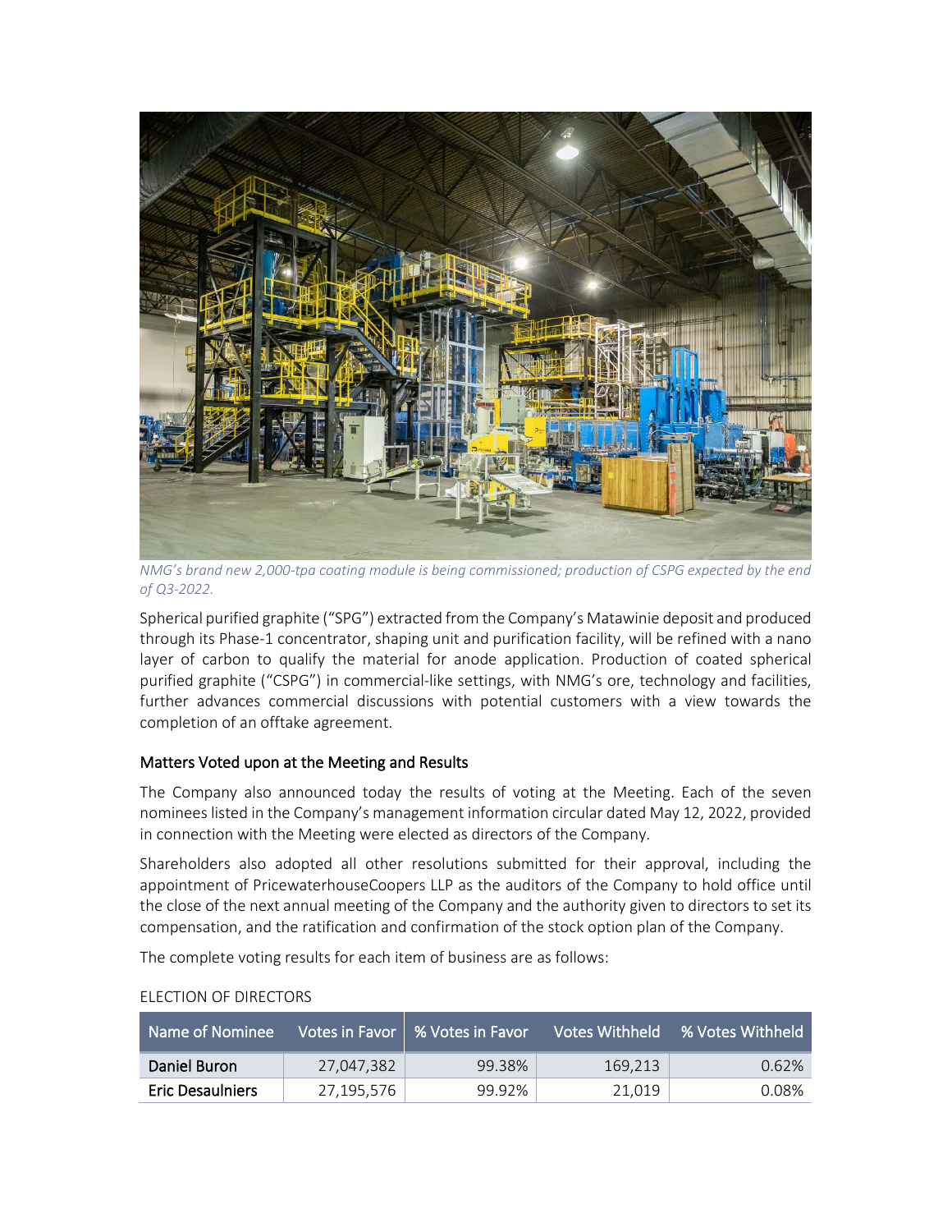*NMG's brand new 2,000-tpa coating module is being commissioned; production of CSPG expected by the end of Q3-2022.*

Spherical purified graphite ("SPG") extracted from the Company's Matawinie deposit and produced through its Phase-1 concentrator, shaping unit and purification facility, will be refined with a nano layer of carbon to qualify the material for anode application. Production of coated spherical purified graphite ("CSPG") in commercial-like settings, with NMG's ore, technology and facilities, further advances commercial discussions with potential customers with a view towards the completion of an offtake agreement.

### Matters Voted upon at the Meeting and Results

The Company also announced today the results of voting at the Meeting. Each of the seven nominees listed in the Company's management information circular dated May 12, 2022, provided in connection with the Meeting were elected as directors of the Company.

Shareholders also adopted all other resolutions submitted for their approval, including the appointment of PricewaterhouseCoopers LLP as the auditors of the Company to hold office until the close of the next annual meeting of the Company and the authority given to directors to set its compensation, and the ratification and confirmation of the stock option plan of the Company.

The complete voting results for each item of business are as follows:

ELECTION OF DIRECTORS

| Name of Nominee | Votes in Favor | % Votes in Favor | Votes Withheld | % Votes Withheld |
|---|---|---|---|---|
| Daniel Buron | 27,047,382 | 99.38% | 169,213 | 0.62% |
| Eric Desaulniers | 27,195,576 | 99.92% | 21,019 | 0.08% |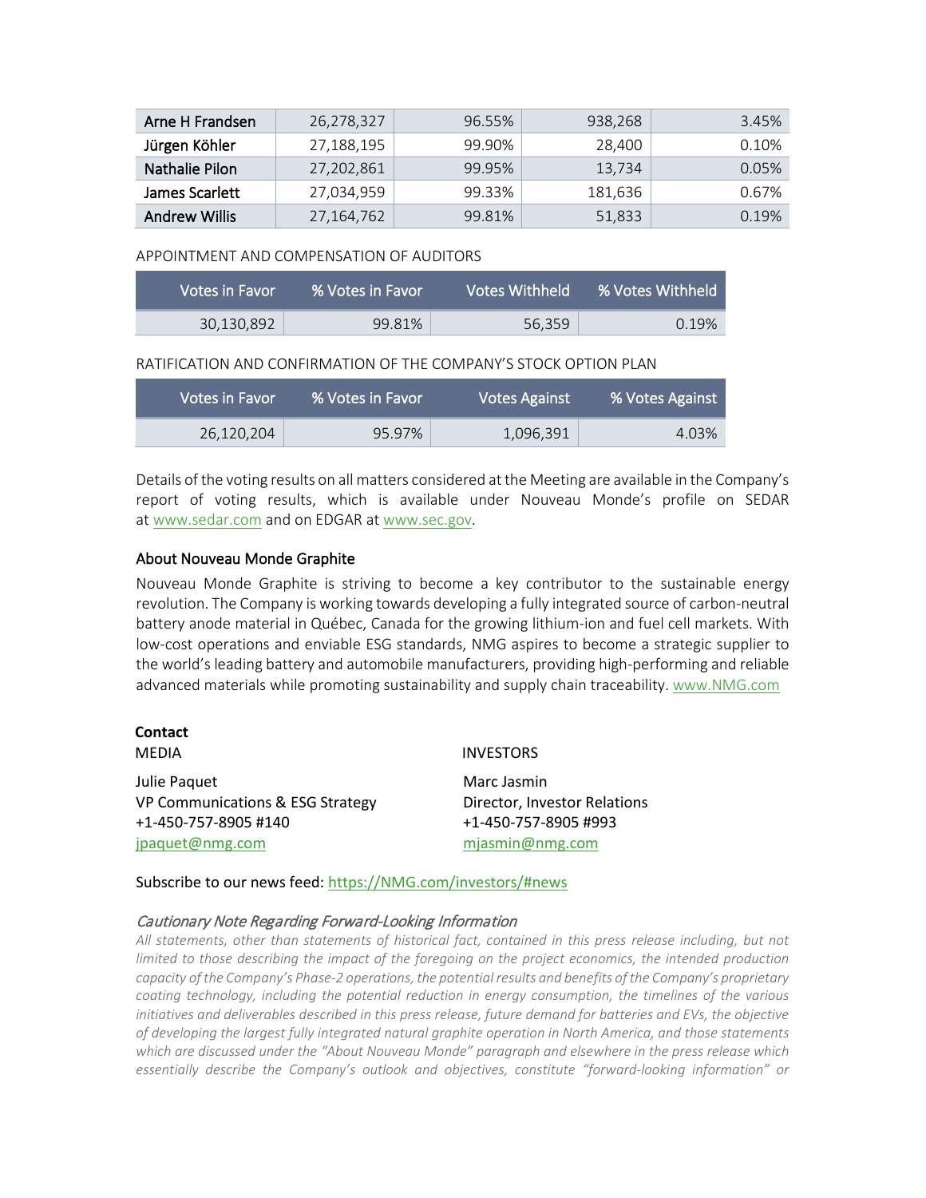| Arne H Frandsen | 26,278,327 | 96.55% | 938,268 | 3.45% |
| --- | --- | --- | --- | --- |
| Jürgen Köhler | 27,188,195 | 99.90% | 28,400 | 0.10% |
| Nathalie Pilon | 27,202,861 | 99.95% | 13,734 | 0.05% |
| James Scarlett | 27,034,959 | 99.33% | 181,636 | 0.67% |
| Andrew Willis | 27,164,762 | 99.81% | 51,833 | 0.19% |

APPOINTMENT AND COMPENSATION OF AUDITORS

| Votes in Favor | % Votes in Favor | Votes Withheld | % Votes Withheld |
| --- | --- | --- | --- |
| 30,130,892 | 99.81% | 56,359 | 0.19% |

RATIFICATION AND CONFIRMATION OF THE COMPANY'S STOCK OPTION PLAN

| Votes in Favor | % Votes in Favor | Votes Against | % Votes Against |
| --- | --- | --- | --- |
| 26,120,204 | 95.97% | 1,096,391 | 4.03% |

Details of the voting results on all matters considered at the Meeting are available in the Company's report of voting results, which is available under Nouveau Monde's profile on SEDAR at www.sedar.com and on EDGAR at www.sec.gov.

### About Nouveau Monde Graphite

Nouveau Monde Graphite is striving to become a key contributor to the sustainable energy revolution. The Company is working towards developing a fully integrated source of carbon-neutral battery anode material in Québec, Canada for the growing lithium-ion and fuel cell markets. With low-cost operations and enviable ESG standards, NMG aspires to become a strategic supplier to the world's leading battery and automobile manufacturers, providing high-performing and reliable advanced materials while promoting sustainability and supply chain traceability. www.NMG.com

**Contact**

MEDIA

Julie Paquet
VP Communications & ESG Strategy
+1-450-757-8905 #140
jpaquet@nmg.com

INVESTORS

Marc Jasmin
Director, Investor Relations
+1-450-757-8905 #993
mjasmin@nmg.com

Subscribe to our news feed: https://NMG.com/investors/#news

*Cautionary Note Regarding Forward-Looking Information*

*All statements, other than statements of historical fact, contained in this press release including, but not limited to those describing the impact of the foregoing on the project economics, the intended production capacity of the Company's Phase-2 operations, the potential results and benefits of the Company's proprietary coating technology, including the potential reduction in energy consumption, the timelines of the various initiatives and deliverables described in this press release, future demand for batteries and EVs, the objective of developing the largest fully integrated natural graphite operation in North America, and those statements which are discussed under the "About Nouveau Monde" paragraph and elsewhere in the press release which essentially describe the Company's outlook and objectives, constitute "forward-looking information" or*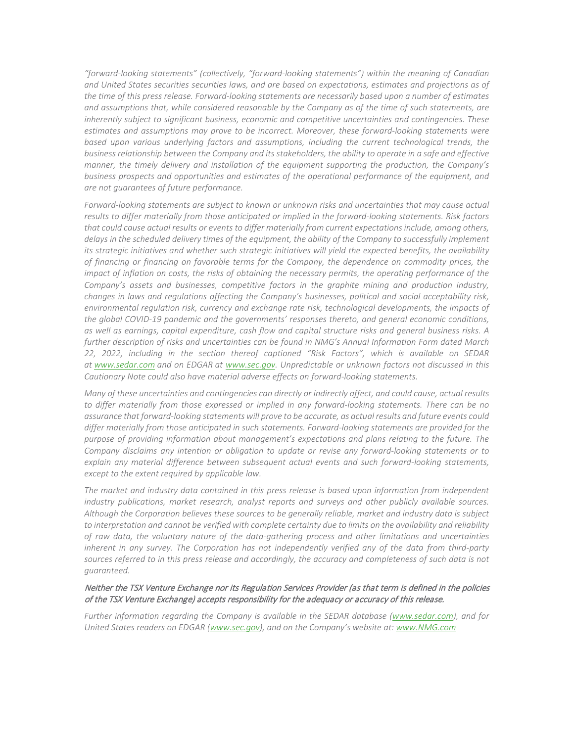*"forward-looking statements" (collectively, "forward-looking statements") within the meaning of Canadian and United States securities securities laws, and are based on expectations, estimates and projections as of the time of this press release. Forward-looking statements are necessarily based upon a number of estimates and assumptions that, while considered reasonable by the Company as of the time of such statements, are inherently subject to significant business, economic and competitive uncertainties and contingencies. These estimates and assumptions may prove to be incorrect. Moreover, these forward-looking statements were based upon various underlying factors and assumptions, including the current technological trends, the business relationship between the Company and its stakeholders, the ability to operate in a safe and effective manner, the timely delivery and installation of the equipment supporting the production, the Company's business prospects and opportunities and estimates of the operational performance of the equipment, and are not guarantees of future performance.*

*Forward-looking statements are subject to known or unknown risks and uncertainties that may cause actual results to differ materially from those anticipated or implied in the forward-looking statements. Risk factors that could cause actual results or events to differ materially from current expectations include, among others, delays in the scheduled delivery times of the equipment, the ability of the Company to successfully implement its strategic initiatives and whether such strategic initiatives will yield the expected benefits, the availability of financing or financing on favorable terms for the Company, the dependence on commodity prices, the impact of inflation on costs, the risks of obtaining the necessary permits, the operating performance of the Company's assets and businesses, competitive factors in the graphite mining and production industry, changes in laws and regulations affecting the Company's businesses, political and social acceptability risk, environmental regulation risk, currency and exchange rate risk, technological developments, the impacts of the global COVID-19 pandemic and the governments' responses thereto, and general economic conditions, as well as earnings, capital expenditure, cash flow and capital structure risks and general business risks. A further description of risks and uncertainties can be found in NMG's Annual Information Form dated March 22, 2022, including in the section thereof captioned "Risk Factors", which is available on SEDAR at [www.sedar.com](http://www.sedar.com) and on EDGAR at [www.sec.gov](http://www.sec.gov). Unpredictable or unknown factors not discussed in this Cautionary Note could also have material adverse effects on forward-looking statements.*

*Many of these uncertainties and contingencies can directly or indirectly affect, and could cause, actual results to differ materially from those expressed or implied in any forward-looking statements. There can be no assurance that forward-looking statements will prove to be accurate, as actual results and future events could differ materially from those anticipated in such statements. Forward-looking statements are provided for the purpose of providing information about management's expectations and plans relating to the future. The Company disclaims any intention or obligation to update or revise any forward-looking statements or to explain any material difference between subsequent actual events and such forward-looking statements, except to the extent required by applicable law.*

*The market and industry data contained in this press release is based upon information from independent industry publications, market research, analyst reports and surveys and other publicly available sources. Although the Corporation believes these sources to be generally reliable, market and industry data is subject to interpretation and cannot be verified with complete certainty due to limits on the availability and reliability of raw data, the voluntary nature of the data-gathering process and other limitations and uncertainties inherent in any survey. The Corporation has not independently verified any of the data from third-party sources referred to in this press release and accordingly, the accuracy and completeness of such data is not guaranteed.*

*Neither the TSX Venture Exchange nor its Regulation Services Provider (as that term is defined in the policies of the TSX Venture Exchange) accepts responsibility for the adequacy or accuracy of this release.*

*Further information regarding the Company is available in the SEDAR database ([www.sedar.com](http://www.sedar.com)), and for United States readers on EDGAR ([www.sec.gov](http://www.sec.gov)), and on the Company's website at: [www.NMG.com](http://www.NMG.com)*